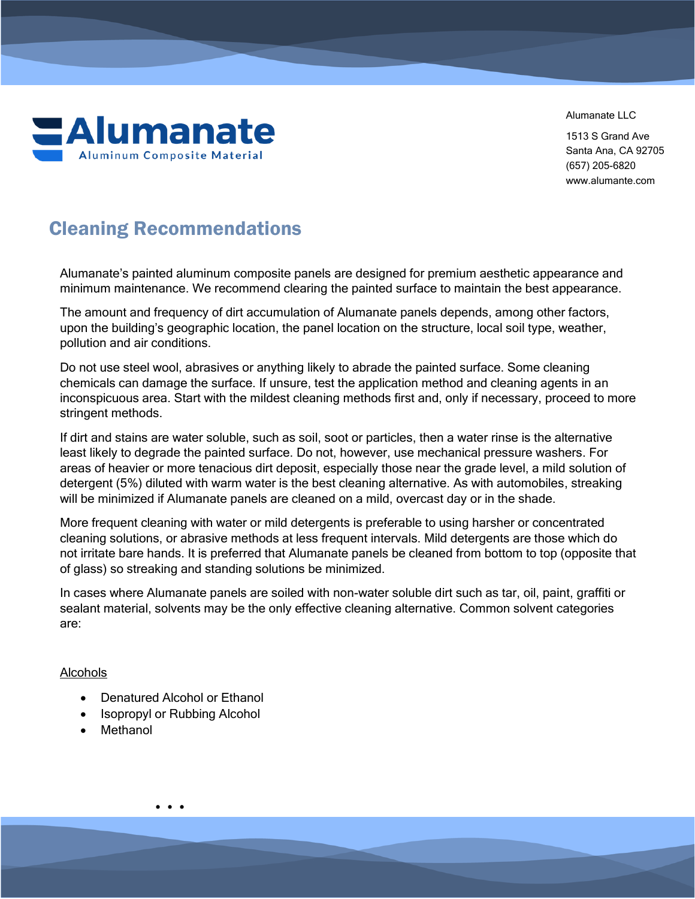Alumanate

Aluminum Composite Material

Alumanate LLC

1513 S Grand Ave
Santa Ana, CA 92705
(657) 205-6820
www.alumante.com

# Cleaning Recommendations

Alumanate's painted aluminum composite panels are designed for premium aesthetic appearance and minimum maintenance. We recommend clearing the painted surface to maintain the best appearance.

The amount and frequency of dirt accumulation of Alumanate panels depends, among other factors, upon the building's geographic location, the panel location on the structure, local soil type, weather, pollution and air conditions.

Do not use steel wool, abrasives or anything likely to abrade the painted surface. Some cleaning chemicals can damage the surface. If unsure, test the application method and cleaning agents in an inconspicuous area. Start with the mildest cleaning methods first and, only if necessary, proceed to more stringent methods.

If dirt and stains are water soluble, such as soil, soot or particles, then a water rinse is the alternative least likely to degrade the painted surface. Do not, however, use mechanical pressure washers. For areas of heavier or more tenacious dirt deposit, especially those near the grade level, a mild solution of detergent (5%) diluted with warm water is the best cleaning alternative. As with automobiles, streaking will be minimized if Alumanate panels are cleaned on a mild, overcast day or in the shade.

More frequent cleaning with water or mild detergents is preferable to using harsher or concentrated cleaning solutions, or abrasive methods at less frequent intervals. Mild detergents are those which do not irritate bare hands. It is preferred that Alumanate panels be cleaned from bottom to top (opposite that of glass) so streaking and standing solutions be minimized.

In cases where Alumanate panels are soiled with non-water soluble dirt such as tar, oil, paint, graffiti or sealant material, solvents may be the only effective cleaning alternative. Common solvent categories are:

Alcohols

- Denatured Alcohol or Ethanol
- Isopropyl or Rubbing Alcohol
- Methanol

• • •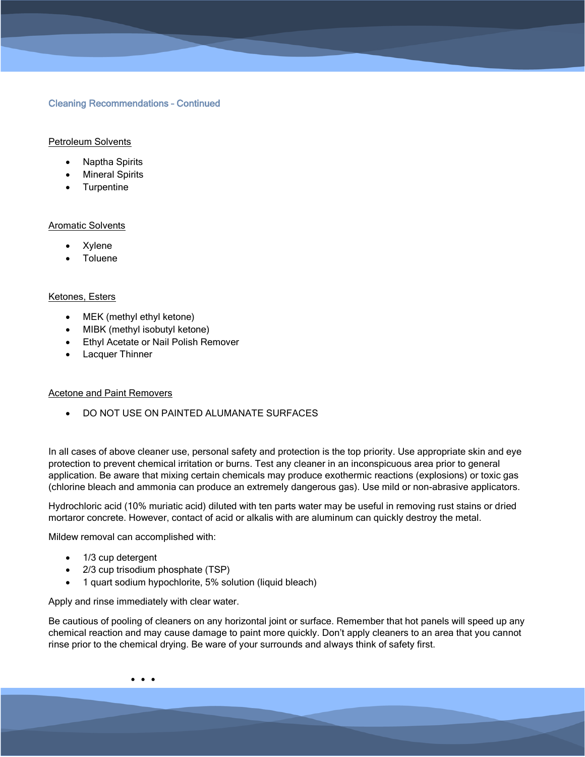## Cleaning Recommendations – Continued

Petroleum Solvents

- Naptha Spirits
- Mineral Spirits
- Turpentine

Aromatic Solvents

- Xylene
- Toluene

Ketones, Esters

- MEK (methyl ethyl ketone)
- MIBK (methyl isobutyl ketone)
- Ethyl Acetate or Nail Polish Remover
- Lacquer Thinner

Acetone and Paint Removers

- DO NOT USE ON PAINTED ALUMANATE SURFACES

In all cases of above cleaner use, personal safety and protection is the top priority. Use appropriate skin and eye protection to prevent chemical irritation or burns. Test any cleaner in an inconspicuous area prior to general application. Be aware that mixing certain chemicals may produce exothermic reactions (explosions) or toxic gas (chlorine bleach and ammonia can produce an extremely dangerous gas). Use mild or non-abrasive applicators.

Hydrochloric acid (10% muriatic acid) diluted with ten parts water may be useful in removing rust stains or dried mortaror concrete. However, contact of acid or alkalis with are aluminum can quickly destroy the metal.

Mildew removal can accomplished with:

- 1/3 cup detergent
- 2/3 cup trisodium phosphate (TSP)
- 1 quart sodium hypochlorite, 5% solution (liquid bleach)

Apply and rinse immediately with clear water.

Be cautious of pooling of cleaners on any horizontal joint or surface. Remember that hot panels will speed up any chemical reaction and may cause damage to paint more quickly. Don't apply cleaners to an area that you cannot rinse prior to the chemical drying. Be ware of your surrounds and always think of safety first.